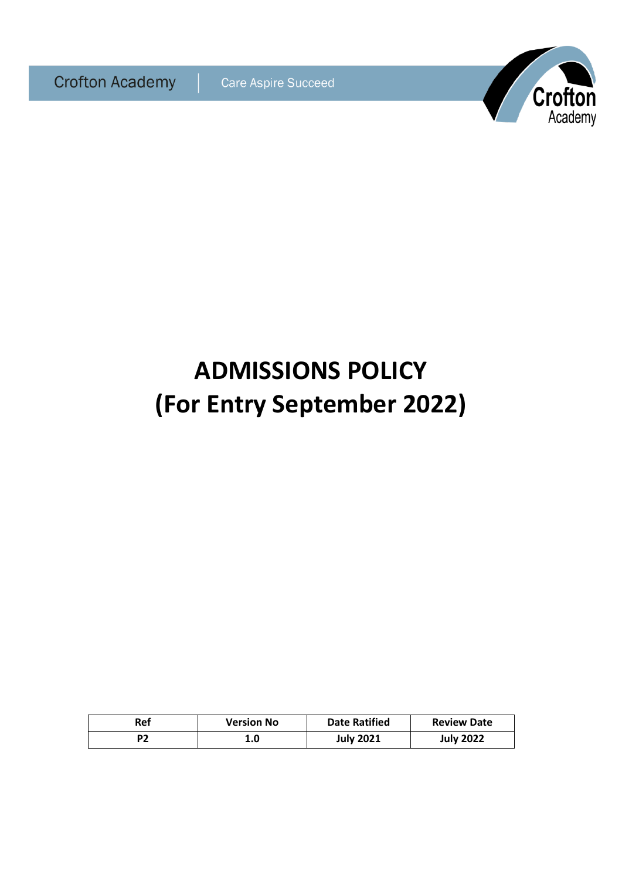Crofton Academy | Care Aspire Succeed

# ADMISSIONS POLICY
# (For Entry September 2022)

| Ref | Version No | Date Ratified | Review Date |
|---|---|---|---|
| P2 | 1.0 | July 2021 | July 2022 |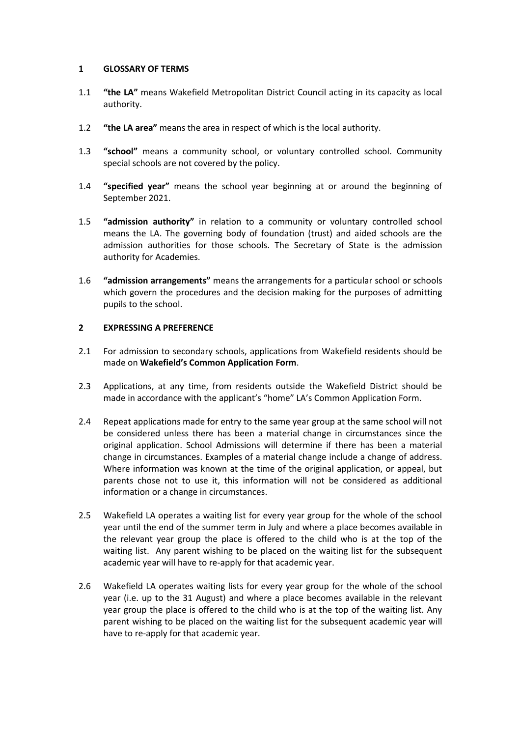## 1 GLOSSARY OF TERMS

1.1 **"the LA"** means Wakefield Metropolitan District Council acting in its capacity as local authority.

1.2 **"the LA area"** means the area in respect of which is the local authority.

1.3 **"school"** means a community school, or voluntary controlled school. Community special schools are not covered by the policy.

1.4 **"specified year"** means the school year beginning at or around the beginning of September 2021.

1.5 **"admission authority"** in relation to a community or voluntary controlled school means the LA. The governing body of foundation (trust) and aided schools are the admission authorities for those schools. The Secretary of State is the admission authority for Academies.

1.6 **"admission arrangements"** means the arrangements for a particular school or schools which govern the procedures and the decision making for the purposes of admitting pupils to the school.

## 2 EXPRESSING A PREFERENCE

2.1 For admission to secondary schools, applications from Wakefield residents should be made on **Wakefield's Common Application Form**.

2.3 Applications, at any time, from residents outside the Wakefield District should be made in accordance with the applicant's "home" LA's Common Application Form.

2.4 Repeat applications made for entry to the same year group at the same school will not be considered unless there has been a material change in circumstances since the original application. School Admissions will determine if there has been a material change in circumstances. Examples of a material change include a change of address. Where information was known at the time of the original application, or appeal, but parents chose not to use it, this information will not be considered as additional information or a change in circumstances.

2.5 Wakefield LA operates a waiting list for every year group for the whole of the school year until the end of the summer term in July and where a place becomes available in the relevant year group the place is offered to the child who is at the top of the waiting list. Any parent wishing to be placed on the waiting list for the subsequent academic year will have to re-apply for that academic year.

2.6 Wakefield LA operates waiting lists for every year group for the whole of the school year (i.e. up to the 31 August) and where a place becomes available in the relevant year group the place is offered to the child who is at the top of the waiting list. Any parent wishing to be placed on the waiting list for the subsequent academic year will have to re-apply for that academic year.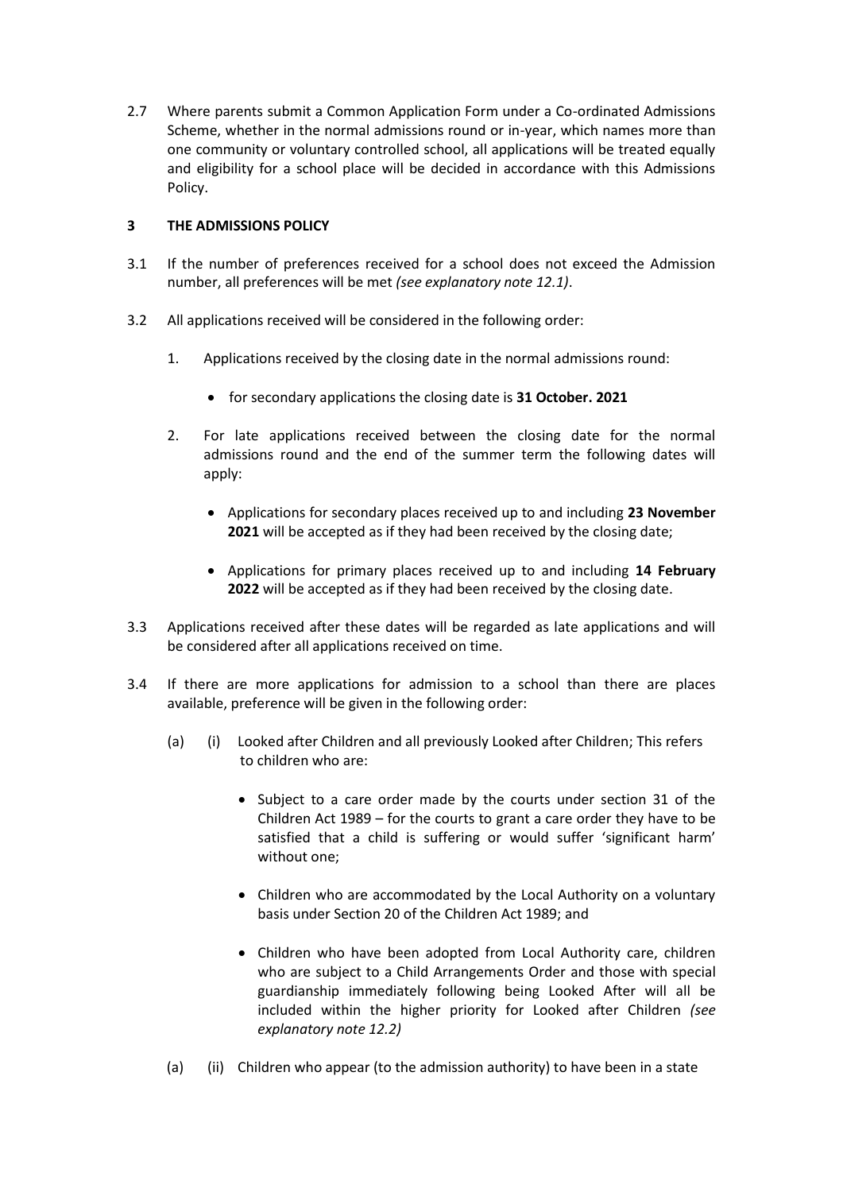2.7 Where parents submit a Common Application Form under a Co-ordinated Admissions Scheme, whether in the normal admissions round or in-year, which names more than one community or voluntary controlled school, all applications will be treated equally and eligibility for a school place will be decided in accordance with this Admissions Policy.

## 3 THE ADMISSIONS POLICY

3.1 If the number of preferences received for a school does not exceed the Admission number, all preferences will be met *(see explanatory note 12.1)*.

3.2 All applications received will be considered in the following order:

1. Applications received by the closing date in the normal admissions round:

   - for secondary applications the closing date is **31 October. 2021**

2. For late applications received between the closing date for the normal admissions round and the end of the summer term the following dates will apply:

   - Applications for secondary places received up to and including **23 November 2021** will be accepted as if they had been received by the closing date;

   - Applications for primary places received up to and including **14 February 2022** will be accepted as if they had been received by the closing date.

3.3 Applications received after these dates will be regarded as late applications and will be considered after all applications received on time.

3.4 If there are more applications for admission to a school than there are places available, preference will be given in the following order:

(a) (i) Looked after Children and all previously Looked after Children; This refers to children who are:

- Subject to a care order made by the courts under section 31 of the Children Act 1989 – for the courts to grant a care order they have to be satisfied that a child is suffering or would suffer 'significant harm' without one;

- Children who are accommodated by the Local Authority on a voluntary basis under Section 20 of the Children Act 1989; and

- Children who have been adopted from Local Authority care, children who are subject to a Child Arrangements Order and those with special guardianship immediately following being Looked After will all be included within the higher priority for Looked after Children *(see explanatory note 12.2)*

(a) (ii) Children who appear (to the admission authority) to have been in a state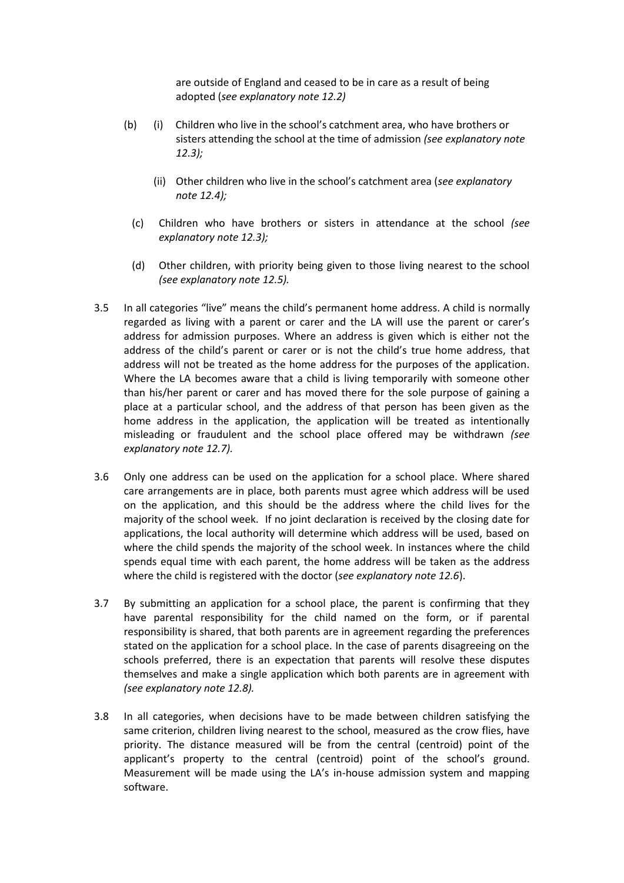are outside of England and ceased to be in care as a result of being adopted (*see explanatory note 12.2)*

(b) (i) Children who live in the school's catchment area, who have brothers or sisters attending the school at the time of admission *(see explanatory note 12.3);*

(ii) Other children who live in the school's catchment area (*see explanatory note 12.4);*

(c) Children who have brothers or sisters in attendance at the school *(see explanatory note 12.3);*

(d) Other children, with priority being given to those living nearest to the school *(see explanatory note 12.5).*

3.5 In all categories "live" means the child's permanent home address. A child is normally regarded as living with a parent or carer and the LA will use the parent or carer's address for admission purposes. Where an address is given which is either not the address of the child's parent or carer or is not the child's true home address, that address will not be treated as the home address for the purposes of the application. Where the LA becomes aware that a child is living temporarily with someone other than his/her parent or carer and has moved there for the sole purpose of gaining a place at a particular school, and the address of that person has been given as the home address in the application, the application will be treated as intentionally misleading or fraudulent and the school place offered may be withdrawn *(see explanatory note 12.7).*

3.6 Only one address can be used on the application for a school place. Where shared care arrangements are in place, both parents must agree which address will be used on the application, and this should be the address where the child lives for the majority of the school week. If no joint declaration is received by the closing date for applications, the local authority will determine which address will be used, based on where the child spends the majority of the school week. In instances where the child spends equal time with each parent, the home address will be taken as the address where the child is registered with the doctor (*see explanatory note 12.6*).

3.7 By submitting an application for a school place, the parent is confirming that they have parental responsibility for the child named on the form, or if parental responsibility is shared, that both parents are in agreement regarding the preferences stated on the application for a school place. In the case of parents disagreeing on the schools preferred, there is an expectation that parents will resolve these disputes themselves and make a single application which both parents are in agreement with *(see explanatory note 12.8).*

3.8 In all categories, when decisions have to be made between children satisfying the same criterion, children living nearest to the school, measured as the crow flies, have priority. The distance measured will be from the central (centroid) point of the applicant's property to the central (centroid) point of the school's ground. Measurement will be made using the LA's in-house admission system and mapping software.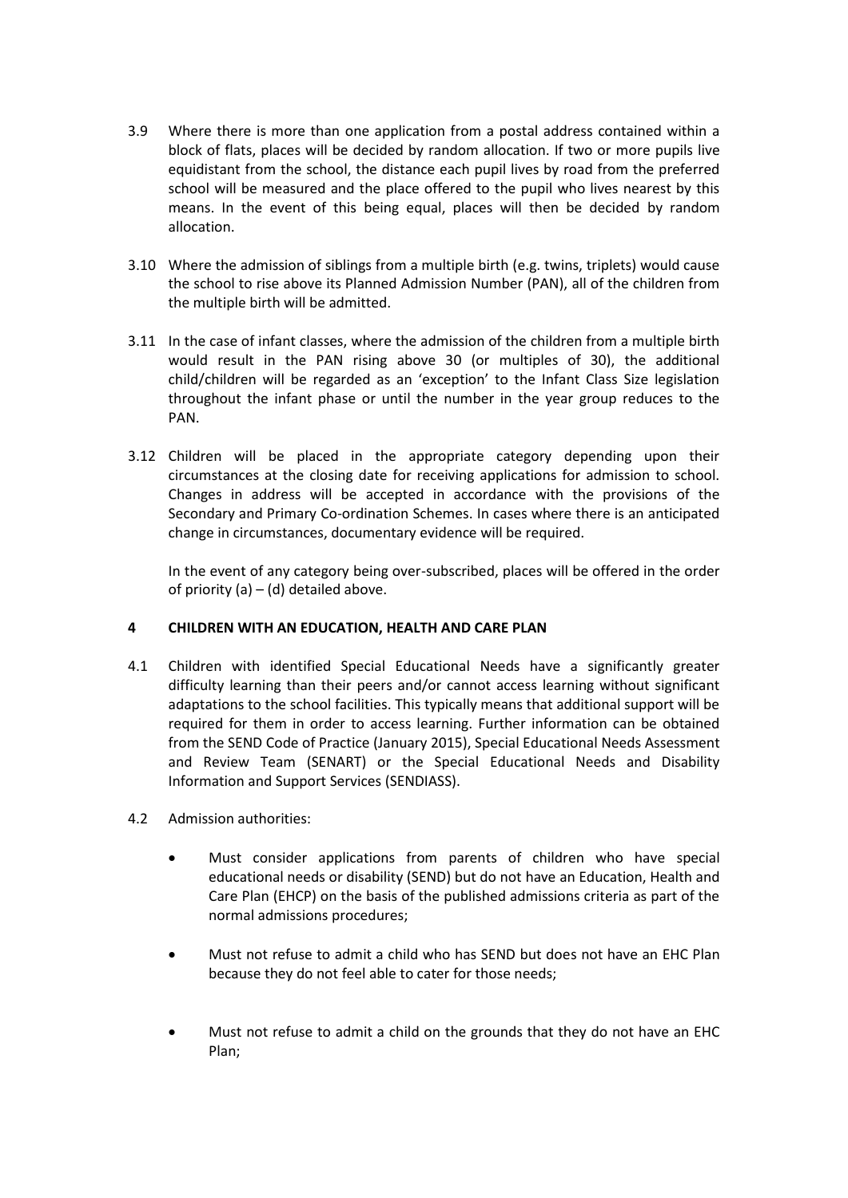3.9 Where there is more than one application from a postal address contained within a block of flats, places will be decided by random allocation. If two or more pupils live equidistant from the school, the distance each pupil lives by road from the preferred school will be measured and the place offered to the pupil who lives nearest by this means. In the event of this being equal, places will then be decided by random allocation.

3.10 Where the admission of siblings from a multiple birth (e.g. twins, triplets) would cause the school to rise above its Planned Admission Number (PAN), all of the children from the multiple birth will be admitted.

3.11 In the case of infant classes, where the admission of the children from a multiple birth would result in the PAN rising above 30 (or multiples of 30), the additional child/children will be regarded as an 'exception' to the Infant Class Size legislation throughout the infant phase or until the number in the year group reduces to the PAN.

3.12 Children will be placed in the appropriate category depending upon their circumstances at the closing date for receiving applications for admission to school. Changes in address will be accepted in accordance with the provisions of the Secondary and Primary Co-ordination Schemes. In cases where there is an anticipated change in circumstances, documentary evidence will be required.

In the event of any category being over-subscribed, places will be offered in the order of priority (a) – (d) detailed above.

## 4 CHILDREN WITH AN EDUCATION, HEALTH AND CARE PLAN

4.1 Children with identified Special Educational Needs have a significantly greater difficulty learning than their peers and/or cannot access learning without significant adaptations to the school facilities. This typically means that additional support will be required for them in order to access learning. Further information can be obtained from the SEND Code of Practice (January 2015), Special Educational Needs Assessment and Review Team (SENART) or the Special Educational Needs and Disability Information and Support Services (SENDIASS).

4.2 Admission authorities:

- Must consider applications from parents of children who have special educational needs or disability (SEND) but do not have an Education, Health and Care Plan (EHCP) on the basis of the published admissions criteria as part of the normal admissions procedures;
- Must not refuse to admit a child who has SEND but does not have an EHC Plan because they do not feel able to cater for those needs;
- Must not refuse to admit a child on the grounds that they do not have an EHC Plan;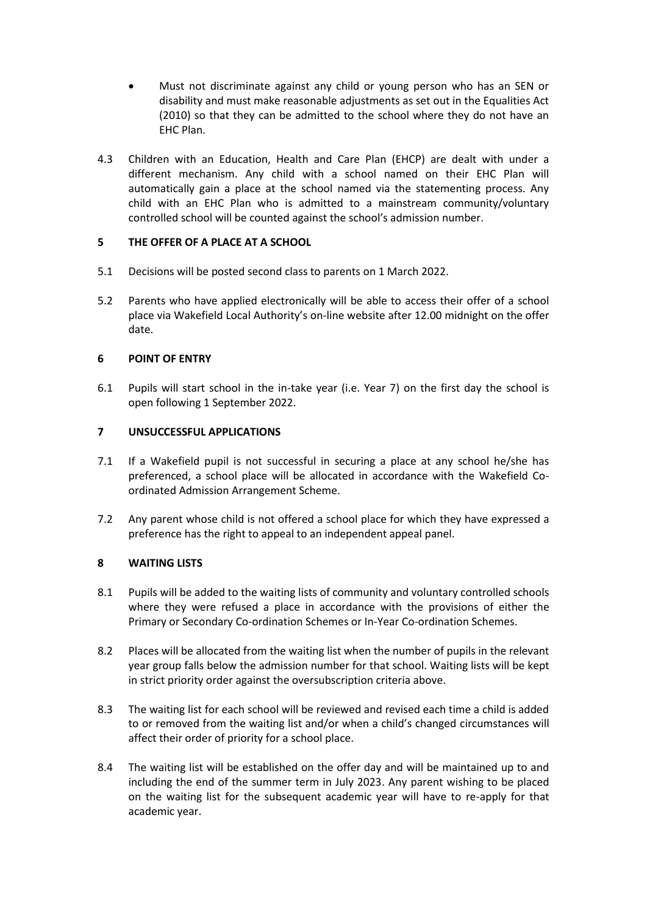- Must not discriminate against any child or young person who has an SEN or disability and must make reasonable adjustments as set out in the Equalities Act (2010) so that they can be admitted to the school where they do not have an EHC Plan.

4.3 Children with an Education, Health and Care Plan (EHCP) are dealt with under a different mechanism. Any child with a school named on their EHC Plan will automatically gain a place at the school named via the statementing process. Any child with an EHC Plan who is admitted to a mainstream community/voluntary controlled school will be counted against the school's admission number.

## 5 THE OFFER OF A PLACE AT A SCHOOL

5.1 Decisions will be posted second class to parents on 1 March 2022.

5.2 Parents who have applied electronically will be able to access their offer of a school place via Wakefield Local Authority's on-line website after 12.00 midnight on the offer date.

## 6 POINT OF ENTRY

6.1 Pupils will start school in the in-take year (i.e. Year 7) on the first day the school is open following 1 September 2022.

## 7 UNSUCCESSFUL APPLICATIONS

7.1 If a Wakefield pupil is not successful in securing a place at any school he/she has preferenced, a school place will be allocated in accordance with the Wakefield Co-ordinated Admission Arrangement Scheme.

7.2 Any parent whose child is not offered a school place for which they have expressed a preference has the right to appeal to an independent appeal panel.

## 8 WAITING LISTS

8.1 Pupils will be added to the waiting lists of community and voluntary controlled schools where they were refused a place in accordance with the provisions of either the Primary or Secondary Co-ordination Schemes or In-Year Co-ordination Schemes.

8.2 Places will be allocated from the waiting list when the number of pupils in the relevant year group falls below the admission number for that school. Waiting lists will be kept in strict priority order against the oversubscription criteria above.

8.3 The waiting list for each school will be reviewed and revised each time a child is added to or removed from the waiting list and/or when a child's changed circumstances will affect their order of priority for a school place.

8.4 The waiting list will be established on the offer day and will be maintained up to and including the end of the summer term in July 2023. Any parent wishing to be placed on the waiting list for the subsequent academic year will have to re-apply for that academic year.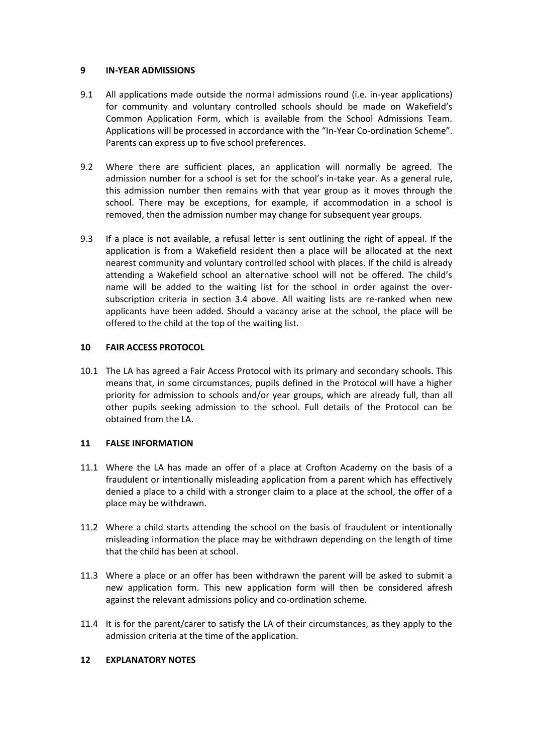## 9 IN-YEAR ADMISSIONS

9.1 All applications made outside the normal admissions round (i.e. in-year applications) for community and voluntary controlled schools should be made on Wakefield's Common Application Form, which is available from the School Admissions Team. Applications will be processed in accordance with the "In-Year Co-ordination Scheme". Parents can express up to five school preferences.

9.2 Where there are sufficient places, an application will normally be agreed. The admission number for a school is set for the school's in-take year. As a general rule, this admission number then remains with that year group as it moves through the school. There may be exceptions, for example, if accommodation in a school is removed, then the admission number may change for subsequent year groups.

9.3 If a place is not available, a refusal letter is sent outlining the right of appeal. If the application is from a Wakefield resident then a place will be allocated at the next nearest community and voluntary controlled school with places. If the child is already attending a Wakefield school an alternative school will not be offered. The child's name will be added to the waiting list for the school in order against the over-subscription criteria in section 3.4 above. All waiting lists are re-ranked when new applicants have been added. Should a vacancy arise at the school, the place will be offered to the child at the top of the waiting list.

## 10 FAIR ACCESS PROTOCOL

10.1 The LA has agreed a Fair Access Protocol with its primary and secondary schools. This means that, in some circumstances, pupils defined in the Protocol will have a higher priority for admission to schools and/or year groups, which are already full, than all other pupils seeking admission to the school. Full details of the Protocol can be obtained from the LA.

## 11 FALSE INFORMATION

11.1 Where the LA has made an offer of a place at Crofton Academy on the basis of a fraudulent or intentionally misleading application from a parent which has effectively denied a place to a child with a stronger claim to a place at the school, the offer of a place may be withdrawn.

11.2 Where a child starts attending the school on the basis of fraudulent or intentionally misleading information the place may be withdrawn depending on the length of time that the child has been at school.

11.3 Where a place or an offer has been withdrawn the parent will be asked to submit a new application form. This new application form will then be considered afresh against the relevant admissions policy and co-ordination scheme.

11.4 It is for the parent/carer to satisfy the LA of their circumstances, as they apply to the admission criteria at the time of the application.

## 12 EXPLANATORY NOTES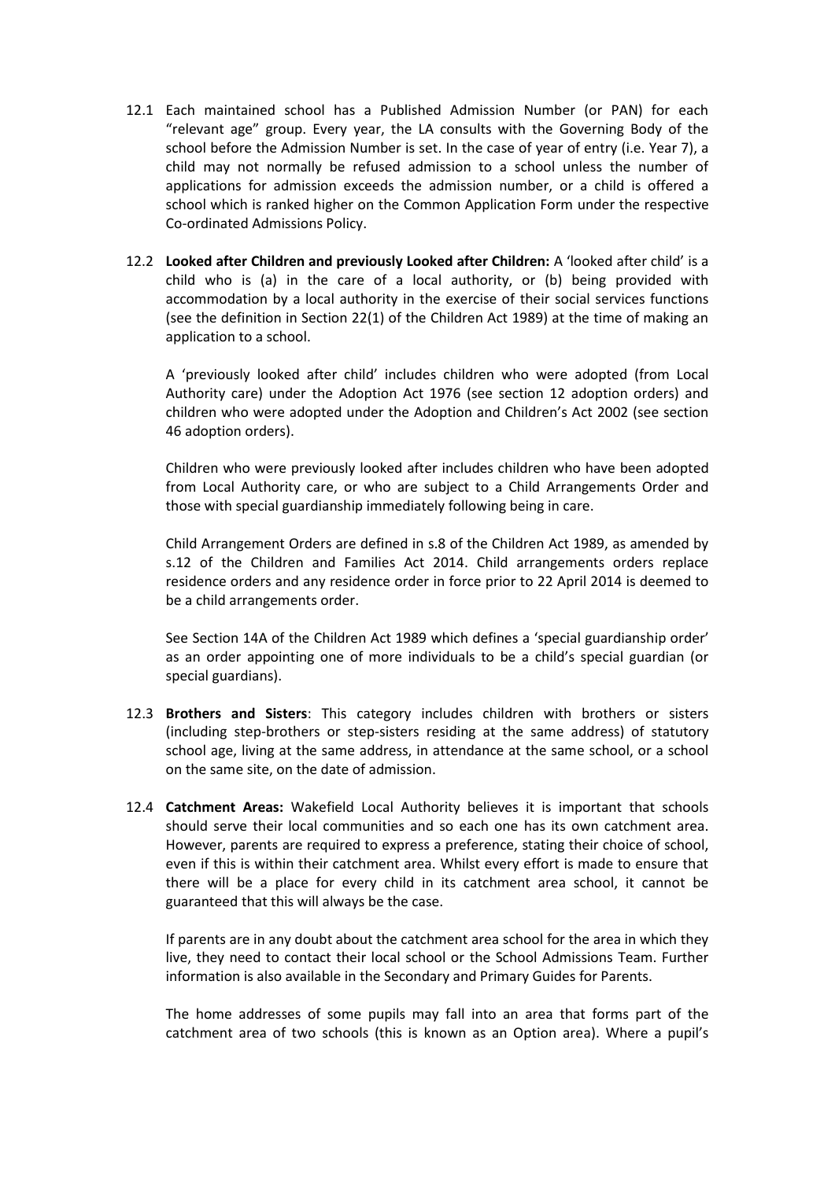12.1 Each maintained school has a Published Admission Number (or PAN) for each "relevant age" group. Every year, the LA consults with the Governing Body of the school before the Admission Number is set. In the case of year of entry (i.e. Year 7), a child may not normally be refused admission to a school unless the number of applications for admission exceeds the admission number, or a child is offered a school which is ranked higher on the Common Application Form under the respective Co-ordinated Admissions Policy.

12.2 **Looked after Children and previously Looked after Children:** A 'looked after child' is a child who is (a) in the care of a local authority, or (b) being provided with accommodation by a local authority in the exercise of their social services functions (see the definition in Section 22(1) of the Children Act 1989) at the time of making an application to a school.

A 'previously looked after child' includes children who were adopted (from Local Authority care) under the Adoption Act 1976 (see section 12 adoption orders) and children who were adopted under the Adoption and Children's Act 2002 (see section 46 adoption orders).

Children who were previously looked after includes children who have been adopted from Local Authority care, or who are subject to a Child Arrangements Order and those with special guardianship immediately following being in care.

Child Arrangement Orders are defined in s.8 of the Children Act 1989, as amended by s.12 of the Children and Families Act 2014. Child arrangements orders replace residence orders and any residence order in force prior to 22 April 2014 is deemed to be a child arrangements order.

See Section 14A of the Children Act 1989 which defines a 'special guardianship order' as an order appointing one of more individuals to be a child's special guardian (or special guardians).

12.3 **Brothers and Sisters**: This category includes children with brothers or sisters (including step-brothers or step-sisters residing at the same address) of statutory school age, living at the same address, in attendance at the same school, or a school on the same site, on the date of admission.

12.4 **Catchment Areas:** Wakefield Local Authority believes it is important that schools should serve their local communities and so each one has its own catchment area. However, parents are required to express a preference, stating their choice of school, even if this is within their catchment area. Whilst every effort is made to ensure that there will be a place for every child in its catchment area school, it cannot be guaranteed that this will always be the case.

If parents are in any doubt about the catchment area school for the area in which they live, they need to contact their local school or the School Admissions Team. Further information is also available in the Secondary and Primary Guides for Parents.

The home addresses of some pupils may fall into an area that forms part of the catchment area of two schools (this is known as an Option area). Where a pupil's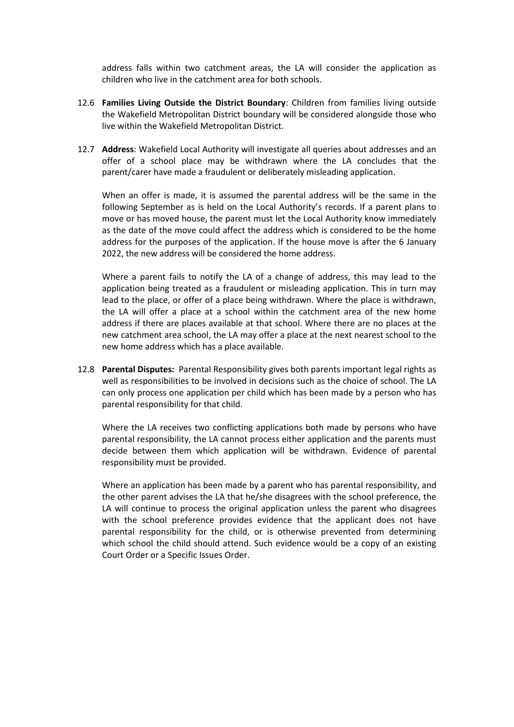address falls within two catchment areas, the LA will consider the application as children who live in the catchment area for both schools.

12.6 **Families Living Outside the District Boundary**: Children from families living outside the Wakefield Metropolitan District boundary will be considered alongside those who live within the Wakefield Metropolitan District.

12.7 **Address**: Wakefield Local Authority will investigate all queries about addresses and an offer of a school place may be withdrawn where the LA concludes that the parent/carer have made a fraudulent or deliberately misleading application.

When an offer is made, it is assumed the parental address will be the same in the following September as is held on the Local Authority's records. If a parent plans to move or has moved house, the parent must let the Local Authority know immediately as the date of the move could affect the address which is considered to be the home address for the purposes of the application. If the house move is after the 6 January 2022, the new address will be considered the home address.

Where a parent fails to notify the LA of a change of address, this may lead to the application being treated as a fraudulent or misleading application. This in turn may lead to the place, or offer of a place being withdrawn. Where the place is withdrawn, the LA will offer a place at a school within the catchment area of the new home address if there are places available at that school. Where there are no places at the new catchment area school, the LA may offer a place at the next nearest school to the new home address which has a place available.

12.8 **Parental Disputes:** Parental Responsibility gives both parents important legal rights as well as responsibilities to be involved in decisions such as the choice of school. The LA can only process one application per child which has been made by a person who has parental responsibility for that child.

Where the LA receives two conflicting applications both made by persons who have parental responsibility, the LA cannot process either application and the parents must decide between them which application will be withdrawn. Evidence of parental responsibility must be provided.

Where an application has been made by a parent who has parental responsibility, and the other parent advises the LA that he/she disagrees with the school preference, the LA will continue to process the original application unless the parent who disagrees with the school preference provides evidence that the applicant does not have parental responsibility for the child, or is otherwise prevented from determining which school the child should attend. Such evidence would be a copy of an existing Court Order or a Specific Issues Order.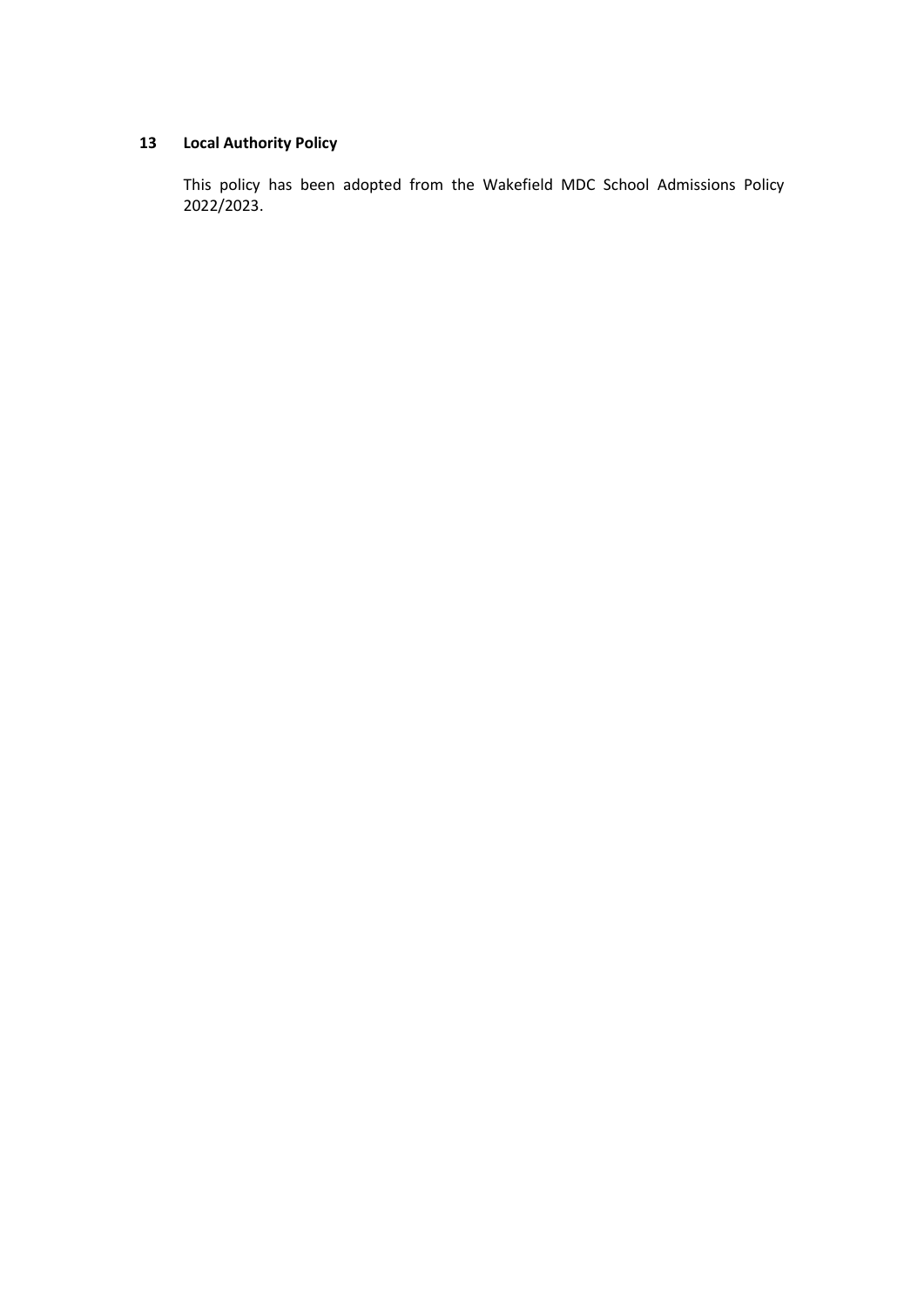## 13 Local Authority Policy

This policy has been adopted from the Wakefield MDC School Admissions Policy 2022/2023.